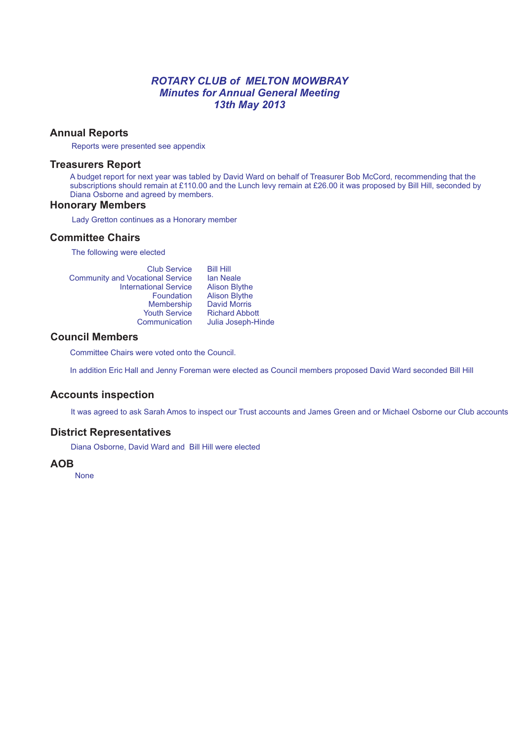# *ROTARY CLUB of MELTON MOWBRAY*
## *Minutes for Annual General Meeting*
## *13th May 2013*

## Annual Reports

Reports were presented see appendix

## Treasurers Report

A budget report for next year was tabled by David Ward on behalf of Treasurer Bob McCord, recommending that the subscriptions should remain at £110.00 and the Lunch levy remain at £26.00 it was proposed by Bill Hill, seconded by Diana Osborne and agreed by members.

## Honorary Members

Lady Gretton continues as a Honorary member

## Committee Chairs

The following were elected

| | |
|---|---|
| Club Service | Bill Hill |
| Community and Vocational Service | Ian Neale |
| International Service | Alison Blythe |
| Foundation | Alison Blythe |
| Membership | David Morris |
| Youth Service | Richard Abbott |
| Communication | Julia Joseph-Hinde |

## Council Members

Committee Chairs were voted onto the Council.

In addition Eric Hall and Jenny Foreman were elected as Council members proposed David Ward seconded Bill Hill

## Accounts inspection

It was agreed to ask Sarah Amos to inspect our Trust accounts and James Green and or Michael Osborne our Club accounts

## District Representatives

Diana Osborne, David Ward and Bill Hill were elected

## AOB

None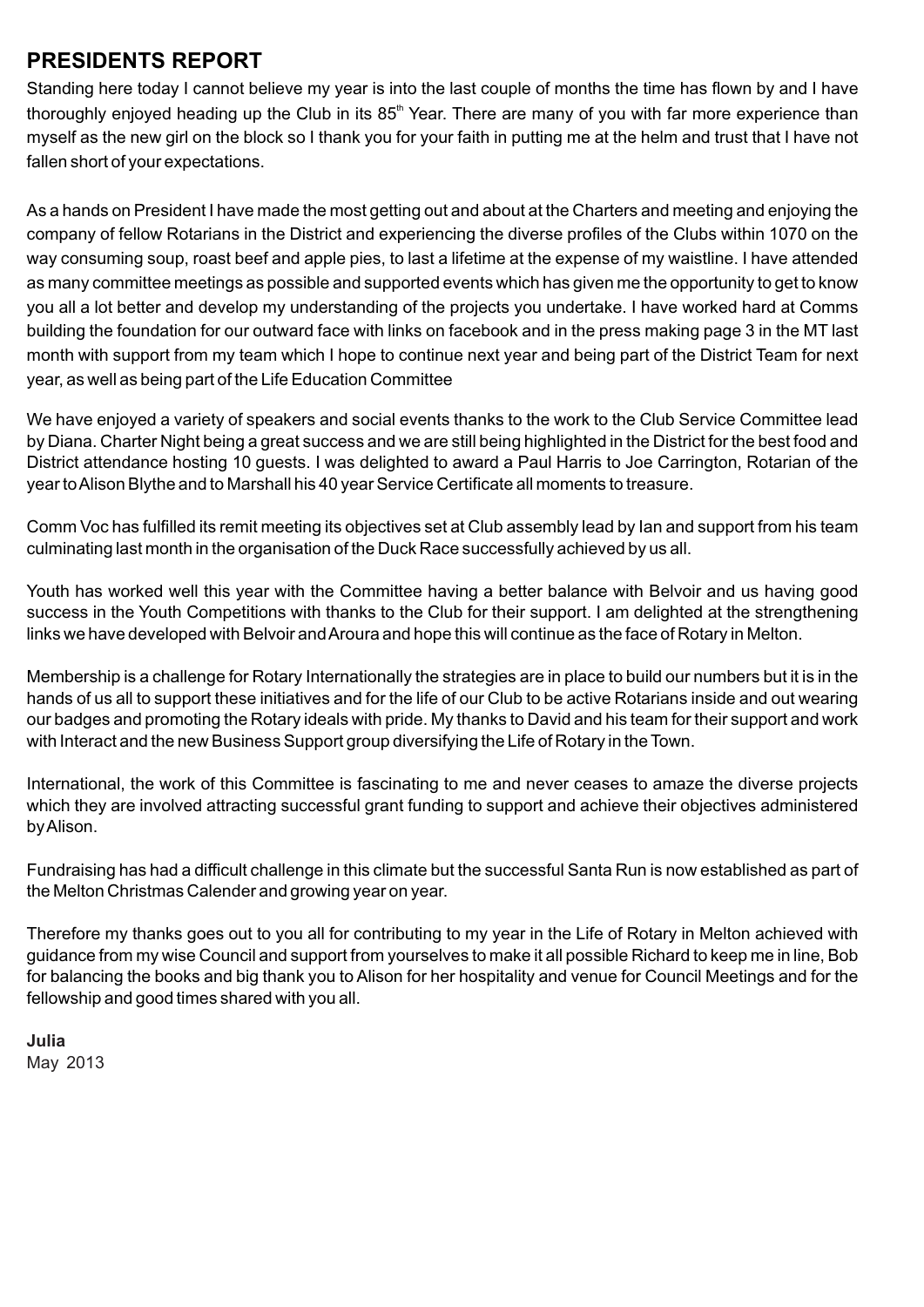## PRESIDENTS REPORT

Standing here today I cannot believe my year is into the last couple of months the time has flown by and I have thoroughly enjoyed heading up the Club in its 85th Year. There are many of you with far more experience than myself as the new girl on the block so I thank you for your faith in putting me at the helm and trust that I have not fallen short of your expectations.

As a hands on President I have made the most getting out and about at the Charters and meeting and enjoying the company of fellow Rotarians in the District and experiencing the diverse profiles of the Clubs within 1070 on the way consuming soup, roast beef and apple pies, to last a lifetime at the expense of my waistline. I have attended as many committee meetings as possible and supported events which has given me the opportunity to get to know you all a lot better and develop my understanding of the projects you undertake. I have worked hard at Comms building the foundation for our outward face with links on facebook and in the press making page 3 in the MT last month with support from my team which I hope to continue next year and being part of the District Team for next year, as well as being part of the Life Education Committee

We have enjoyed a variety of speakers and social events thanks to the work to the Club Service Committee lead by Diana. Charter Night being a great success and we are still being highlighted in the District for the best food and District attendance hosting 10 guests. I was delighted to award a Paul Harris to Joe Carrington, Rotarian of the year to Alison Blythe and to Marshall his 40 year Service Certificate all moments to treasure.

Comm Voc has fulfilled its remit meeting its objectives set at Club assembly lead by Ian and support from his team culminating last month in the organisation of the Duck Race successfully achieved by us all.

Youth has worked well this year with the Committee having a better balance with Belvoir and us having good success in the Youth Competitions with thanks to the Club for their support. I am delighted at the strengthening links we have developed with Belvoir and Aroura and hope this will continue as the face of Rotary in Melton.

Membership is a challenge for Rotary Internationally the strategies are in place to build our numbers but it is in the hands of us all to support these initiatives and for the life of our Club to be active Rotarians inside and out wearing our badges and promoting the Rotary ideals with pride. My thanks to David and his team for their support and work with Interact and the new Business Support group diversifying the Life of Rotary in the Town.

International, the work of this Committee is fascinating to me and never ceases to amaze the diverse projects which they are involved attracting successful grant funding to support and achieve their objectives administered by Alison.

Fundraising has had a difficult challenge in this climate but the successful Santa Run is now established as part of the Melton Christmas Calender and growing year on year.

Therefore my thanks goes out to you all for contributing to my year in the Life of Rotary in Melton achieved with guidance from my wise Council and support from yourselves to make it all possible Richard to keep me in line, Bob for balancing the books and big thank you to Alison for her hospitality and venue for Council Meetings and for the fellowship and good times shared with you all.

**Julia**
May 2013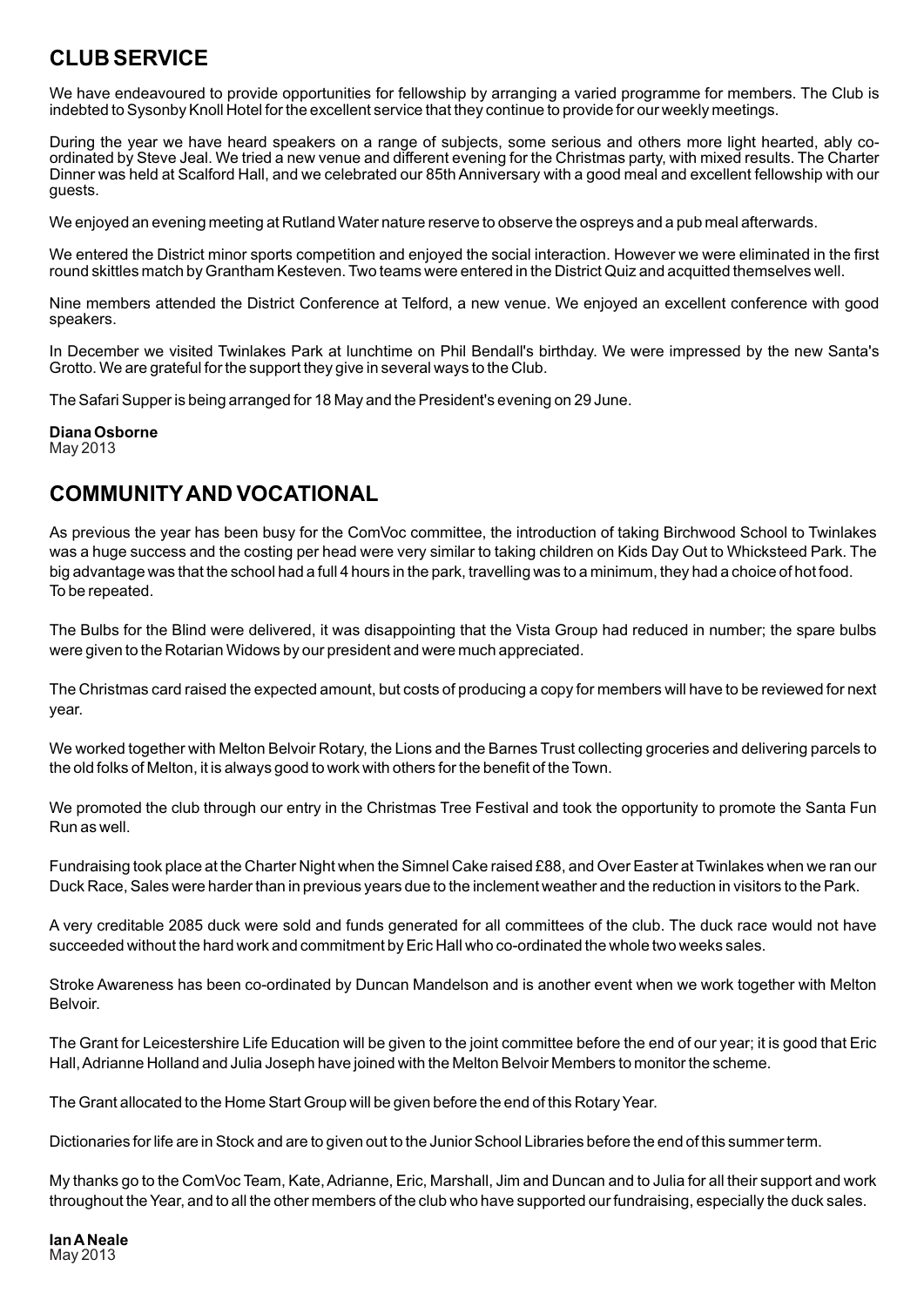## CLUB SERVICE

We have endeavoured to provide opportunities for fellowship by arranging a varied programme for members. The Club is indebted to Sysonby Knoll Hotel for the excellent service that they continue to provide for our weekly meetings.

During the year we have heard speakers on a range of subjects, some serious and others more light hearted, ably co-ordinated by Steve Jeal. We tried a new venue and different evening for the Christmas party, with mixed results. The Charter Dinner was held at Scalford Hall, and we celebrated our 85th Anniversary with a good meal and excellent fellowship with our guests.

We enjoyed an evening meeting at Rutland Water nature reserve to observe the ospreys and a pub meal afterwards.

We entered the District minor sports competition and enjoyed the social interaction. However we were eliminated in the first round skittles match by Grantham Kesteven. Two teams were entered in the District Quiz and acquitted themselves well.

Nine members attended the District Conference at Telford, a new venue. We enjoyed an excellent conference with good speakers.

In December we visited Twinlakes Park at lunchtime on Phil Bendall's birthday. We were impressed by the new Santa's Grotto. We are grateful for the support they give in several ways to the Club.

The Safari Supper is being arranged for 18 May and the President's evening on 29 June.

**Diana Osborne**
May 2013

## COMMUNITY AND VOCATIONAL

As previous the year has been busy for the ComVoc committee, the introduction of taking Birchwood School to Twinlakes was a huge success and the costing per head were very similar to taking children on Kids Day Out to Whicksteed Park. The big advantage was that the school had a full 4 hours in the park, travelling was to a minimum, they had a choice of hot food. To be repeated.

The Bulbs for the Blind were delivered, it was disappointing that the Vista Group had reduced in number; the spare bulbs were given to the Rotarian Widows by our president and were much appreciated.

The Christmas card raised the expected amount, but costs of producing a copy for members will have to be reviewed for next year.

We worked together with Melton Belvoir Rotary, the Lions and the Barnes Trust collecting groceries and delivering parcels to the old folks of Melton, it is always good to work with others for the benefit of the Town.

We promoted the club through our entry in the Christmas Tree Festival and took the opportunity to promote the Santa Fun Run as well.

Fundraising took place at the Charter Night when the Simnel Cake raised £88, and Over Easter at Twinlakes when we ran our Duck Race, Sales were harder than in previous years due to the inclement weather and the reduction in visitors to the Park.

A very creditable 2085 duck were sold and funds generated for all committees of the club. The duck race would not have succeeded without the hard work and commitment by Eric Hall who co-ordinated the whole two weeks sales.

Stroke Awareness has been co-ordinated by Duncan Mandelson and is another event when we work together with Melton Belvoir.

The Grant for Leicestershire Life Education will be given to the joint committee before the end of our year; it is good that Eric Hall, Adrianne Holland and Julia Joseph have joined with the Melton Belvoir Members to monitor the scheme.

The Grant allocated to the Home Start Group will be given before the end of this Rotary Year.

Dictionaries for life are in Stock and are to given out to the Junior School Libraries before the end of this summer term.

My thanks go to the ComVoc Team, Kate, Adrianne, Eric, Marshall, Jim and Duncan and to Julia for all their support and work throughout the Year, and to all the other members of the club who have supported our fundraising, especially the duck sales.

**Ian A Neale**
May 2013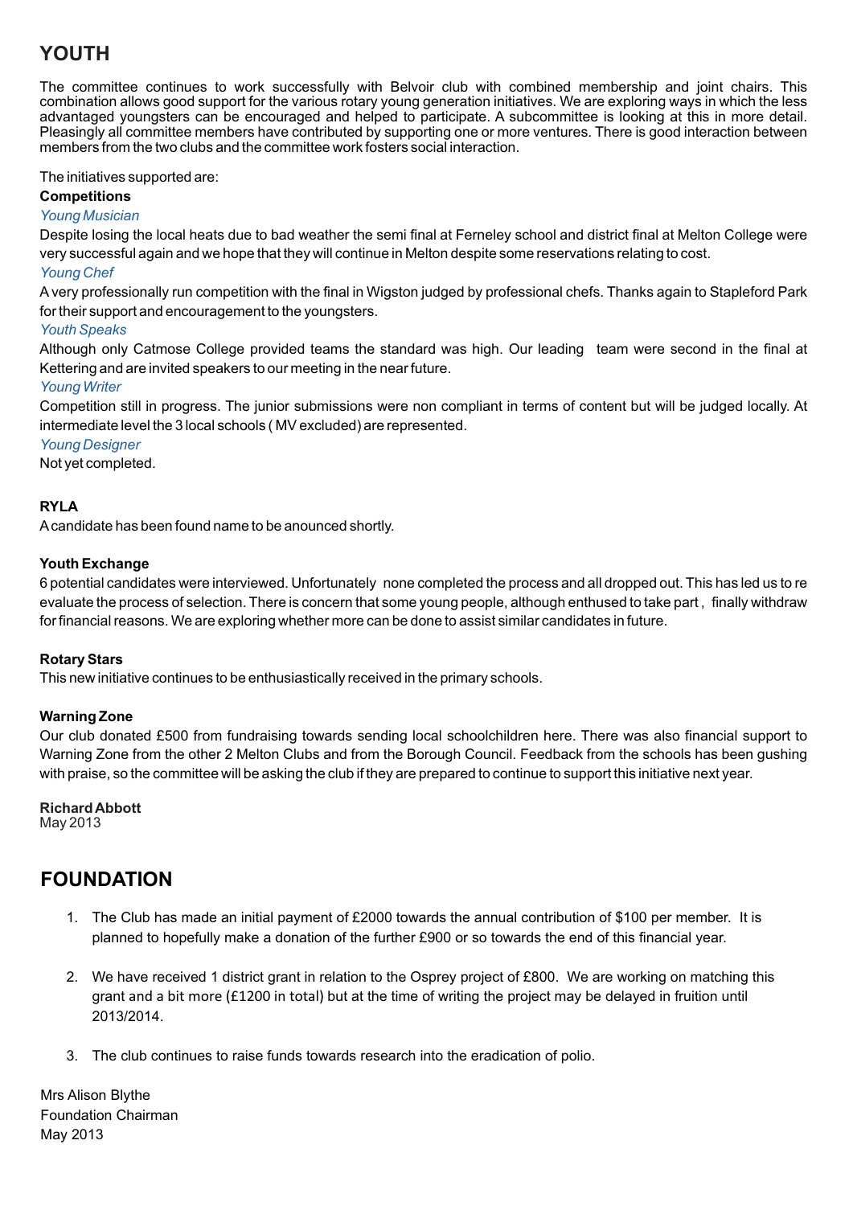# YOUTH

The committee continues to work successfully with Belvoir club with combined membership and joint chairs. This combination allows good support for the various rotary young generation initiatives. We are exploring ways in which the less advantaged youngsters can be encouraged and helped to participate. A subcommittee is looking at this in more detail. Pleasingly all committee members have contributed by supporting one or more ventures. There is good interaction between members from the two clubs and the committee work fosters social interaction.

The initiatives supported are:

**Competitions**

*Young Musician*

Despite losing the local heats due to bad weather the semi final at Ferneley school and district final at Melton College were very successful again and we hope that they will continue in Melton despite some reservations relating to cost.

*Young Chef*

A very professionally run competition with the final in Wigston judged by professional chefs. Thanks again to Stapleford Park for their support and encouragement to the youngsters.

*Youth Speaks*

Although only Catmose College provided teams the standard was high. Our leading team were second in the final at Kettering and are invited speakers to our meeting in the near future.

*Young Writer*

Competition still in progress. The junior submissions were non compliant in terms of content but will be judged locally. At intermediate level the 3 local schools ( MV excluded) are represented.

*Young Designer*

Not yet completed.

**RYLA**

A candidate has been found name to be anounced shortly.

**Youth Exchange**

6 potential candidates were interviewed. Unfortunately none completed the process and all dropped out. This has led us to re evaluate the process of selection. There is concern that some young people, although enthused to take part , finally withdraw for financial reasons. We are exploring whether more can be done to assist similar candidates in future.

**Rotary Stars**

This new initiative continues to be enthusiastically received in the primary schools.

**Warning Zone**

Our club donated £500 from fundraising towards sending local schoolchildren here. There was also financial support to Warning Zone from the other 2 Melton Clubs and from the Borough Council. Feedback from the schools has been gushing with praise, so the committee will be asking the club if they are prepared to continue to support this initiative next year.

**Richard Abbott**
May 2013

# FOUNDATION

1. The Club has made an initial payment of £2000 towards the annual contribution of $100 per member. It is planned to hopefully make a donation of the further £900 or so towards the end of this financial year.

2. We have received 1 district grant in relation to the Osprey project of £800. We are working on matching this grant and a bit more (£1200 in total) but at the time of writing the project may be delayed in fruition until 2013/2014.

3. The club continues to raise funds towards research into the eradication of polio.

Mrs Alison Blythe
Foundation Chairman
May 2013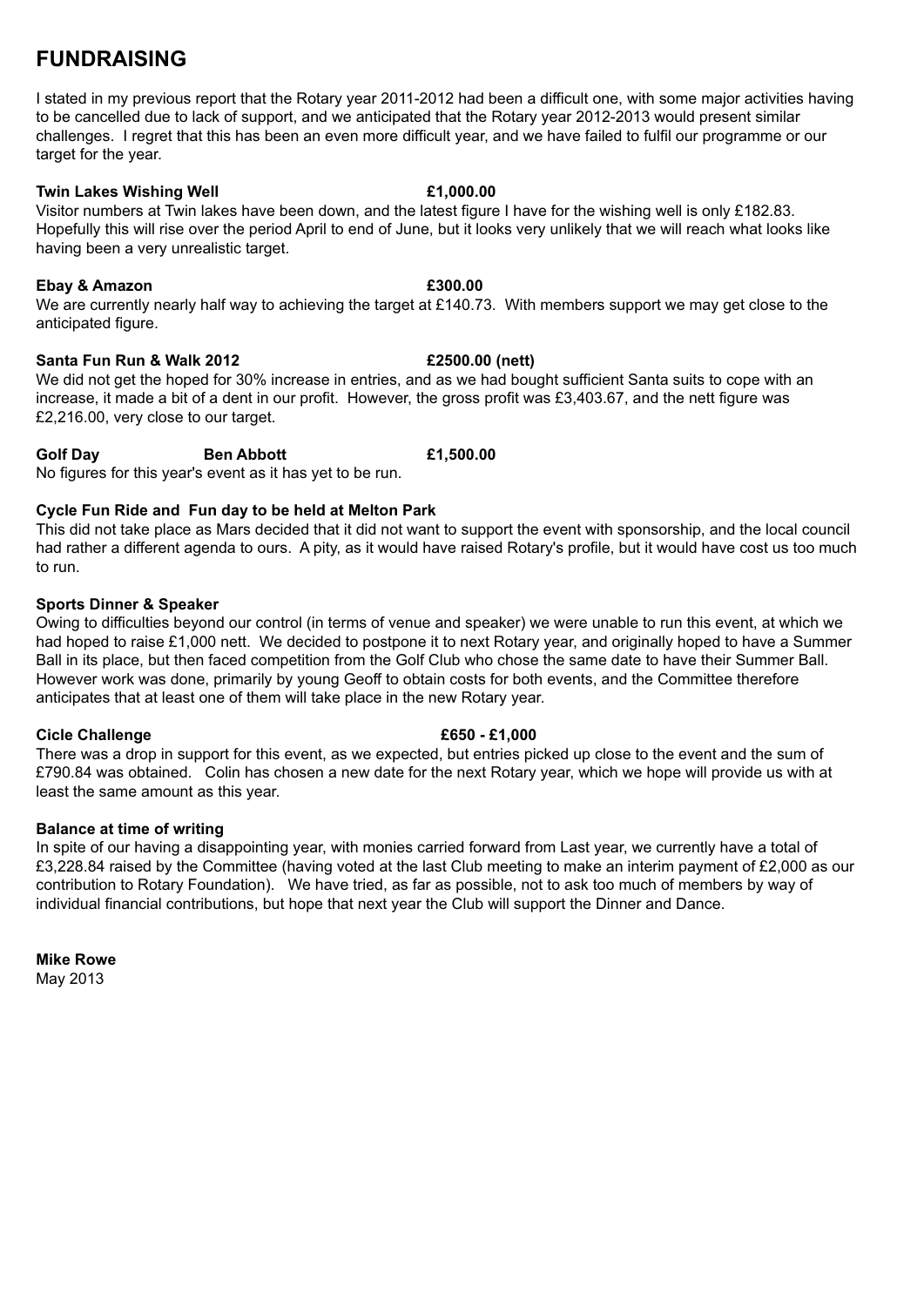# FUNDRAISING

I stated in my previous report that the Rotary year 2011-2012 had been a difficult one, with some major activities having to be cancelled due to lack of support, and we anticipated that the Rotary year 2012-2013 would present similar challenges. I regret that this has been an even more difficult year, and we have failed to fulfil our programme or our target for the year.

**Twin Lakes Wishing Well** **£1,000.00**

Visitor numbers at Twin lakes have been down, and the latest figure I have for the wishing well is only £182.83. Hopefully this will rise over the period April to end of June, but it looks very unlikely that we will reach what looks like having been a very unrealistic target.

**Ebay & Amazon** **£300.00**

We are currently nearly half way to achieving the target at £140.73. With members support we may get close to the anticipated figure.

**Santa Fun Run & Walk 2012** **£2500.00 (nett)**

We did not get the hoped for 30% increase in entries, and as we had bought sufficient Santa suits to cope with an increase, it made a bit of a dent in our profit. However, the gross profit was £3,403.67, and the nett figure was £2,216.00, very close to our target.

**Golf Day** **Ben Abbott** **£1,500.00**

No figures for this year's event as it has yet to be run.

**Cycle Fun Ride and Fun day to be held at Melton Park**

This did not take place as Mars decided that it did not want to support the event with sponsorship, and the local council had rather a different agenda to ours. A pity, as it would have raised Rotary's profile, but it would have cost us too much to run.

**Sports Dinner & Speaker**

Owing to difficulties beyond our control (in terms of venue and speaker) we were unable to run this event, at which we had hoped to raise £1,000 nett. We decided to postpone it to next Rotary year, and originally hoped to have a Summer Ball in its place, but then faced competition from the Golf Club who chose the same date to have their Summer Ball. However work was done, primarily by young Geoff to obtain costs for both events, and the Committee therefore anticipates that at least one of them will take place in the new Rotary year.

**Cicle Challenge** **£650 - £1,000**

There was a drop in support for this event, as we expected, but entries picked up close to the event and the sum of £790.84 was obtained. Colin has chosen a new date for the next Rotary year, which we hope will provide us with at least the same amount as this year.

**Balance at time of writing**

In spite of our having a disappointing year, with monies carried forward from Last year, we currently have a total of £3,228.84 raised by the Committee (having voted at the last Club meeting to make an interim payment of £2,000 as our contribution to Rotary Foundation). We have tried, as far as possible, not to ask too much of members by way of individual financial contributions, but hope that next year the Club will support the Dinner and Dance.

**Mike Rowe**
May 2013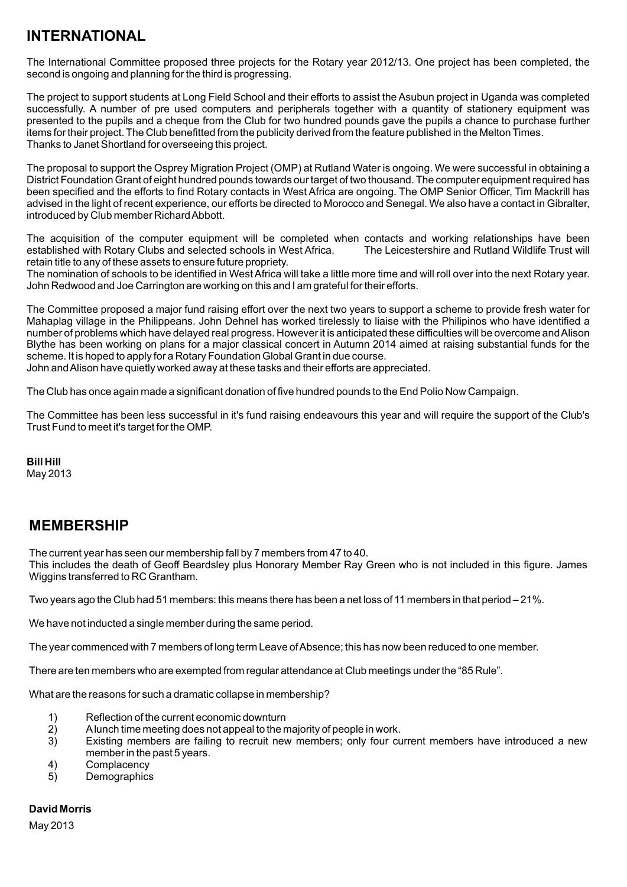## INTERNATIONAL

The International Committee proposed three projects for the Rotary year 2012/13. One project has been completed, the second is ongoing and planning for the third is progressing.

The project to support students at Long Field School and their efforts to assist the Asubun project in Uganda was completed successfully. A number of pre used computers and peripherals together with a quantity of stationery equipment was presented to the pupils and a cheque from the Club for two hundred pounds gave the pupils a chance to purchase further items for their project. The Club benefitted from the publicity derived from the feature published in the Melton Times.
Thanks to Janet Shortland for overseeing this project.

The proposal to support the Osprey Migration Project (OMP) at Rutland Water is ongoing. We were successful in obtaining a District Foundation Grant of eight hundred pounds towards our target of two thousand. The computer equipment required has been specified and the efforts to find Rotary contacts in West Africa are ongoing. The OMP Senior Officer, Tim Mackrill has advised in the light of recent experience, our efforts be directed to Morocco and Senegal. We also have a contact in Gibralter, introduced by Club member Richard Abbott.

The acquisition of the computer equipment will be completed when contacts and working relationships have been established with Rotary Clubs and selected schools in West Africa. The Leicestershire and Rutland Wildlife Trust will retain title to any of these assets to ensure future propriety.
The nomination of schools to be identified in West Africa will take a little more time and will roll over into the next Rotary year. John Redwood and Joe Carrington are working on this and I am grateful for their efforts.

The Committee proposed a major fund raising effort over the next two years to support a scheme to provide fresh water for Mahaplag village in the Philippeans. John Dehnel has worked tirelessly to liaise with the Philipinos who have identified a number of problems which have delayed real progress. However it is anticipated these difficulties will be overcome and Alison Blythe has been working on plans for a major classical concert in Autumn 2014 aimed at raising substantial funds for the scheme. It is hoped to apply for a Rotary Foundation Global Grant in due course.
John and Alison have quietly worked away at these tasks and their efforts are appreciated.

The Club has once again made a significant donation of five hundred pounds to the End Polio Now Campaign.

The Committee has been less successful in it's fund raising endeavours this year and will require the support of the Club's Trust Fund to meet it's target for the OMP.

**Bill Hill**
May 2013

## MEMBERSHIP

The current year has seen our membership fall by 7 members from 47 to 40.
This includes the death of Geoff Beardsley plus Honorary Member Ray Green who is not included in this figure. James Wiggins transferred to RC Grantham.

Two years ago the Club had 51 members: this means there has been a net loss of 11 members in that period – 21%.

We have not inducted a single member during the same period.

The year commenced with 7 members of long term Leave of Absence; this has now been reduced to one member.

There are ten members who are exempted from regular attendance at Club meetings under the "85 Rule".

What are the reasons for such a dramatic collapse in membership?

1) Reflection of the current economic downturn
2) A lunch time meeting does not appeal to the majority of people in work.
3) Existing members are failing to recruit new members; only four current members have introduced a new member in the past 5 years.
4) Complacency
5) Demographics

**David Morris**

May 2013